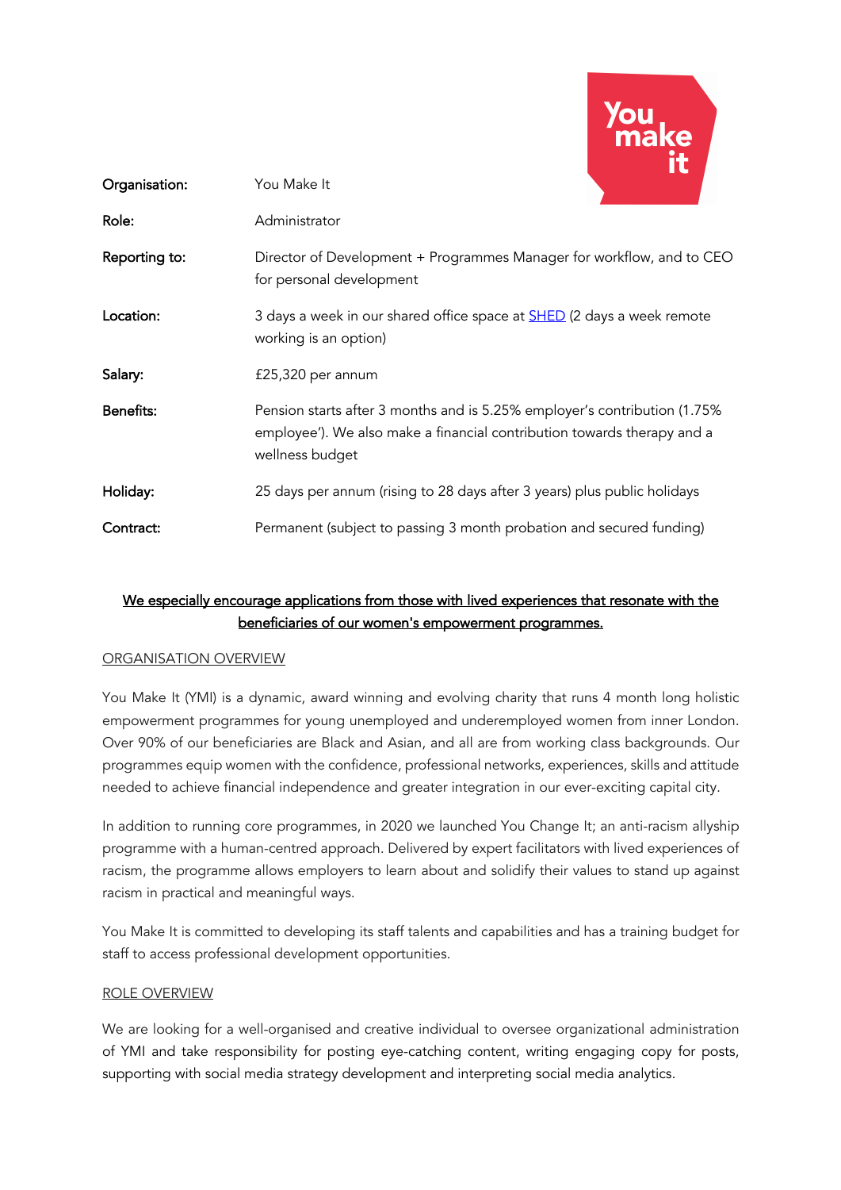| | |
|---|---|
| **Organisation:** | You Make It |
| **Role:** | Administrator |
| **Reporting to:** | Director of Development + Programmes Manager for workflow, and to CEO for personal development |
| **Location:** | 3 days a week in our shared office space at SHED (2 days a week remote working is an option) |
| **Salary:** | £25,320 per annum |
| **Benefits:** | Pension starts after 3 months and is 5.25% employer's contribution (1.75% employee'). We also make a financial contribution towards therapy and a wellness budget |
| **Holiday:** | 25 days per annum (rising to 28 days after 3 years) plus public holidays |
| **Contract:** | Permanent (subject to passing 3 month probation and secured funding) |

**We especially encourage applications from those with lived experiences that resonate with the beneficiaries of our women's empowerment programmes.**

## ORGANISATION OVERVIEW

You Make It (YMI) is a dynamic, award winning and evolving charity that runs 4 month long holistic empowerment programmes for young unemployed and underemployed women from inner London. Over 90% of our beneficiaries are Black and Asian, and all are from working class backgrounds. Our programmes equip women with the confidence, professional networks, experiences, skills and attitude needed to achieve financial independence and greater integration in our ever-exciting capital city.

In addition to running core programmes, in 2020 we launched You Change It; an anti-racism allyship programme with a human-centred approach. Delivered by expert facilitators with lived experiences of racism, the programme allows employers to learn about and solidify their values to stand up against racism in practical and meaningful ways.

You Make It is committed to developing its staff talents and capabilities and has a training budget for staff to access professional development opportunities.

## ROLE OVERVIEW

We are looking for a well-organised and creative individual to oversee organizational administration of YMI and take responsibility for posting eye-catching content, writing engaging copy for posts, supporting with social media strategy development and interpreting social media analytics.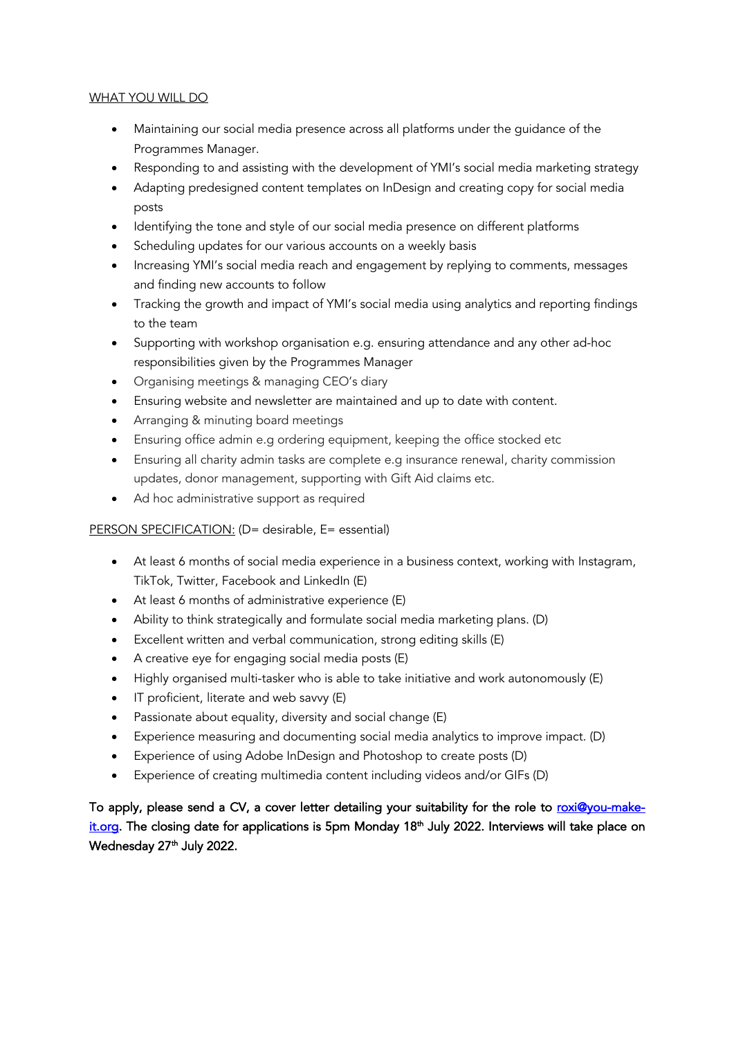WHAT YOU WILL DO

- Maintaining our social media presence across all platforms under the guidance of the Programmes Manager.
- Responding to and assisting with the development of YMI's social media marketing strategy
- Adapting predesigned content templates on InDesign and creating copy for social media posts
- Identifying the tone and style of our social media presence on different platforms
- Scheduling updates for our various accounts on a weekly basis
- Increasing YMI's social media reach and engagement by replying to comments, messages and finding new accounts to follow
- Tracking the growth and impact of YMI's social media using analytics and reporting findings to the team
- Supporting with workshop organisation e.g. ensuring attendance and any other ad-hoc responsibilities given by the Programmes Manager
- Organising meetings & managing CEO's diary
- Ensuring website and newsletter are maintained and up to date with content.
- Arranging & minuting board meetings
- Ensuring office admin e.g ordering equipment, keeping the office stocked etc
- Ensuring all charity admin tasks are complete e.g insurance renewal, charity commission updates, donor management, supporting with Gift Aid claims etc.
- Ad hoc administrative support as required

PERSON SPECIFICATION: (D= desirable, E= essential)

- At least 6 months of social media experience in a business context, working with Instagram, TikTok, Twitter, Facebook and LinkedIn (E)
- At least 6 months of administrative experience (E)
- Ability to think strategically and formulate social media marketing plans. (D)
- Excellent written and verbal communication, strong editing skills (E)
- A creative eye for engaging social media posts (E)
- Highly organised multi-tasker who is able to take initiative and work autonomously (E)
- IT proficient, literate and web savvy (E)
- Passionate about equality, diversity and social change (E)
- Experience measuring and documenting social media analytics to improve impact. (D)
- Experience of using Adobe InDesign and Photoshop to create posts (D)
- Experience of creating multimedia content including videos and/or GIFs (D)

To apply, please send a CV, a cover letter detailing your suitability for the role to roxi@you-make-it.org. The closing date for applications is 5pm Monday 18th July 2022. Interviews will take place on Wednesday 27th July 2022.